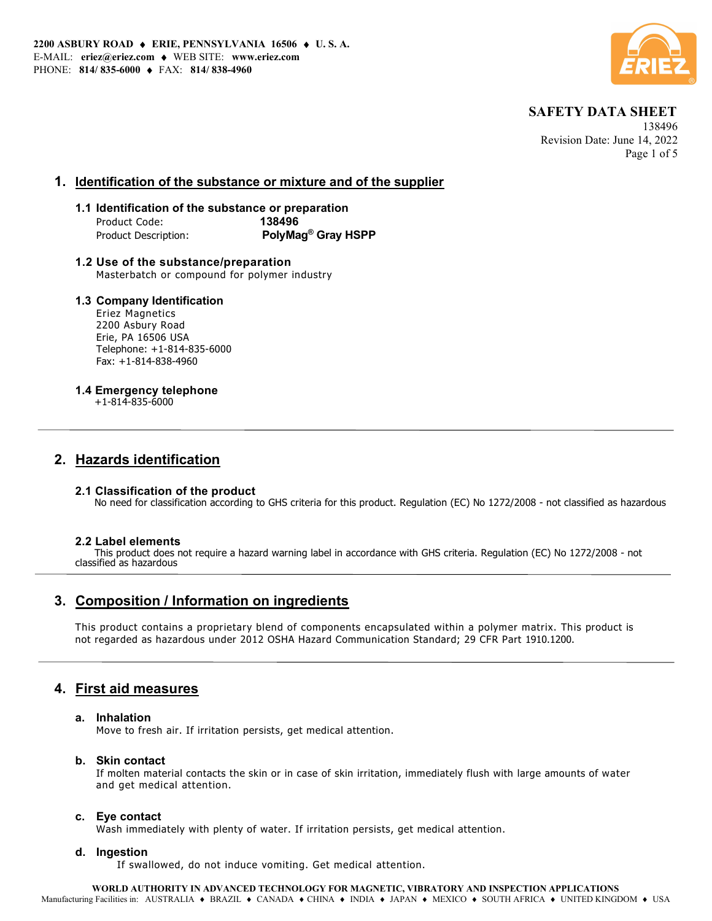2200 ASBURY ROAD ♦ ERIE, PENNSYLVANIA 16506 ♦ U. S. A.
E-MAIL: **eriez@eriez.com** ♦ WEB SITE: **www.eriez.com**
PHONE: **814/ 835-6000** ♦ FAX: **814/ 838-4960**

**SAFETY DATA SHEET**
138496
Revision Date: June 14, 2022

## 1. Identification of the substance or mixture and of the supplier

### 1.1 Identification of the substance or preparation

Product Code: **138496**
Product Description: **PolyMag® Gray HSPP**

### 1.2 Use of the substance/preparation

Masterbatch or compound for polymer industry

### 1.3 Company Identification

Eriez Magnetics
2200 Asbury Road
Erie, PA 16506 USA
Telephone: +1-814-835-6000
Fax: +1-814-838-4960

### 1.4 Emergency telephone

+1-814-835-6000

## 2. Hazards identification

### 2.1 Classification of the product

No need for classification according to GHS criteria for this product. Regulation (EC) No 1272/2008 - not classified as hazardous

### 2.2 Label elements

This product does not require a hazard warning label in accordance with GHS criteria. Regulation (EC) No 1272/2008 - not classified as hazardous

## 3. Composition / Information on ingredients

This product contains a proprietary blend of components encapsulated within a polymer matrix. This product is not regarded as hazardous under 2012 OSHA Hazard Communication Standard; 29 CFR Part 1910.1200.

## 4. First aid measures

### a. Inhalation

Move to fresh air. If irritation persists, get medical attention.

### b. Skin contact

If molten material contacts the skin or in case of skin irritation, immediately flush with large amounts of water and get medical attention.

### c. Eye contact

Wash immediately with plenty of water. If irritation persists, get medical attention.

### d. Ingestion

If swallowed, do not induce vomiting. Get medical attention.

**WORLD AUTHORITY IN ADVANCED TECHNOLOGY FOR MAGNETIC, VIBRATORY AND INSPECTION APPLICATIONS**
Manufacturing Facilities in: AUSTRALIA ♦ BRAZIL ♦ CANADA ♦ CHINA ♦ INDIA ♦ JAPAN ♦ MEXICO ♦ SOUTH AFRICA ♦ UNITED KINGDOM ♦ USA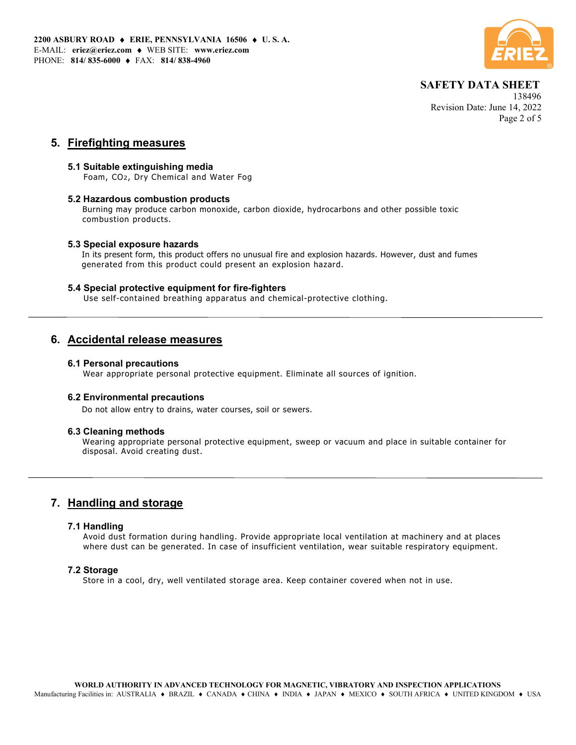## 5. Firefighting measures

### 5.1 Suitable extinguishing media

Foam, $CO_2$, Dry Chemical and Water Fog

### 5.2 Hazardous combustion products

Burning may produce carbon monoxide, carbon dioxide, hydrocarbons and other possible toxic combustion products.

### 5.3 Special exposure hazards

In its present form, this product offers no unusual fire and explosion hazards. However, dust and fumes generated from this product could present an explosion hazard.

### 5.4 Special protective equipment for fire-fighters

Use self-contained breathing apparatus and chemical-protective clothing.

---

## 6. Accidental release measures

### 6.1 Personal precautions

Wear appropriate personal protective equipment. Eliminate all sources of ignition.

### 6.2 Environmental precautions

Do not allow entry to drains, water courses, soil or sewers.

### 6.3 Cleaning methods

Wearing appropriate personal protective equipment, sweep or vacuum and place in suitable container for disposal. Avoid creating dust.

---

## 7. Handling and storage

### 7.1 Handling

Avoid dust formation during handling. Provide appropriate local ventilation at machinery and at places where dust can be generated. In case of insufficient ventilation, wear suitable respiratory equipment.

### 7.2 Storage

Store in a cool, dry, well ventilated storage area. Keep container covered when not in use.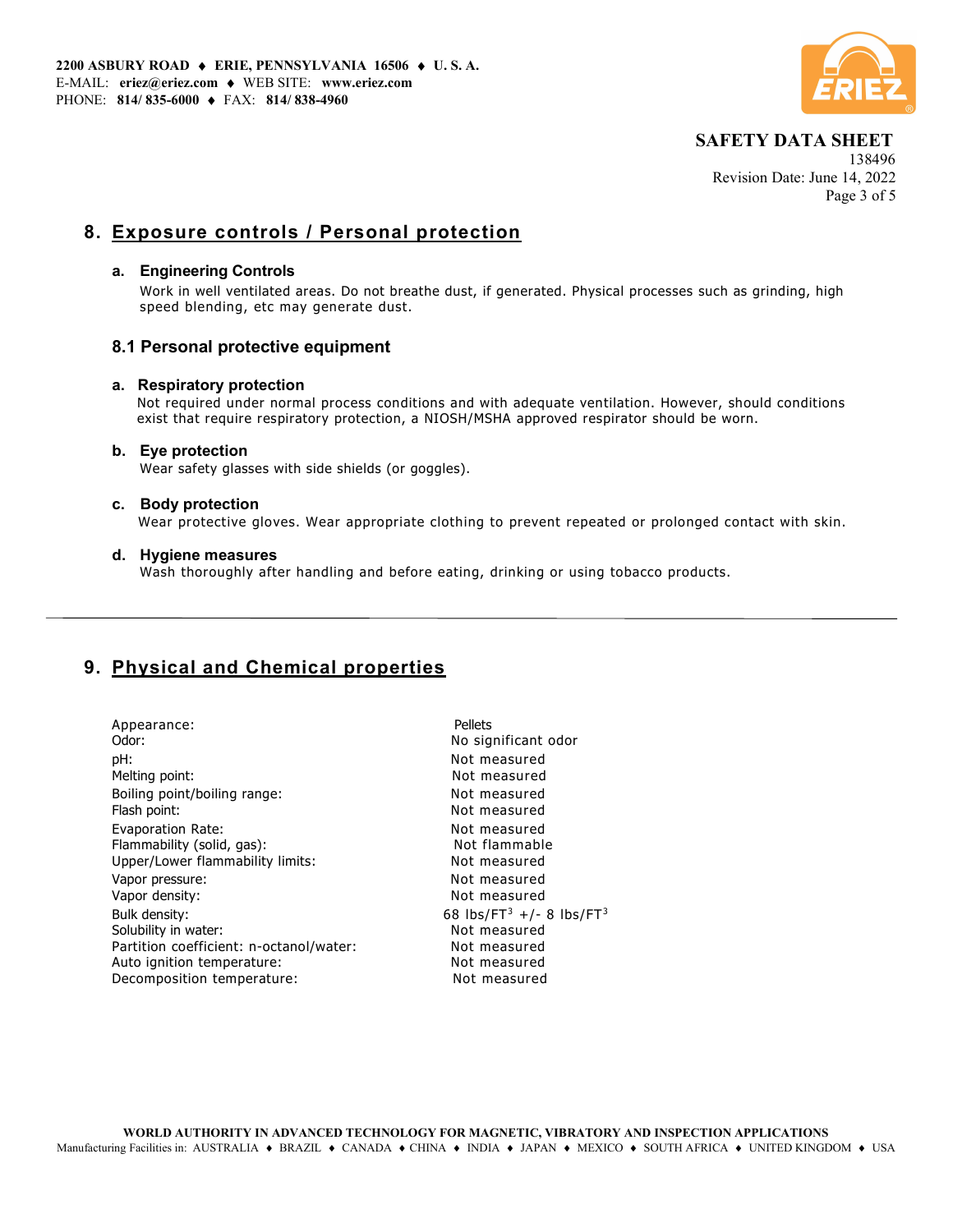## 8. Exposure controls / Personal protection

### a. Engineering Controls

Work in well ventilated areas. Do not breathe dust, if generated. Physical processes such as grinding, high speed blending, etc may generate dust.

### 8.1 Personal protective equipment

#### a. Respiratory protection

Not required under normal process conditions and with adequate ventilation. However, should conditions exist that require respiratory protection, a NIOSH/MSHA approved respirator should be worn.

#### b. Eye protection

Wear safety glasses with side shields (or goggles).

#### c. Body protection

Wear protective gloves. Wear appropriate clothing to prevent repeated or prolonged contact with skin.

#### d. Hygiene measures

Wash thoroughly after handling and before eating, drinking or using tobacco products.

---

## 9. Physical and Chemical properties

| | |
|---|---|
| Appearance: | Pellets |
| Odor: | No significant odor |
| pH: | Not measured |
| Melting point: | Not measured |
| Boiling point/boiling range: | Not measured |
| Flash point: | Not measured |
| Evaporation Rate: | Not measured |
| Flammability (solid, gas): | Not flammable |
| Upper/Lower flammability limits: | Not measured |
| Vapor pressure: | Not measured |
| Vapor density: | Not measured |
| Bulk density: | 68 lbs/FT$^3$ +/- 8 lbs/FT$^3$ |
| Solubility in water: | Not measured |
| Partition coefficient: n-octanol/water: | Not measured |
| Auto ignition temperature: | Not measured |
| Decomposition temperature: | Not measured |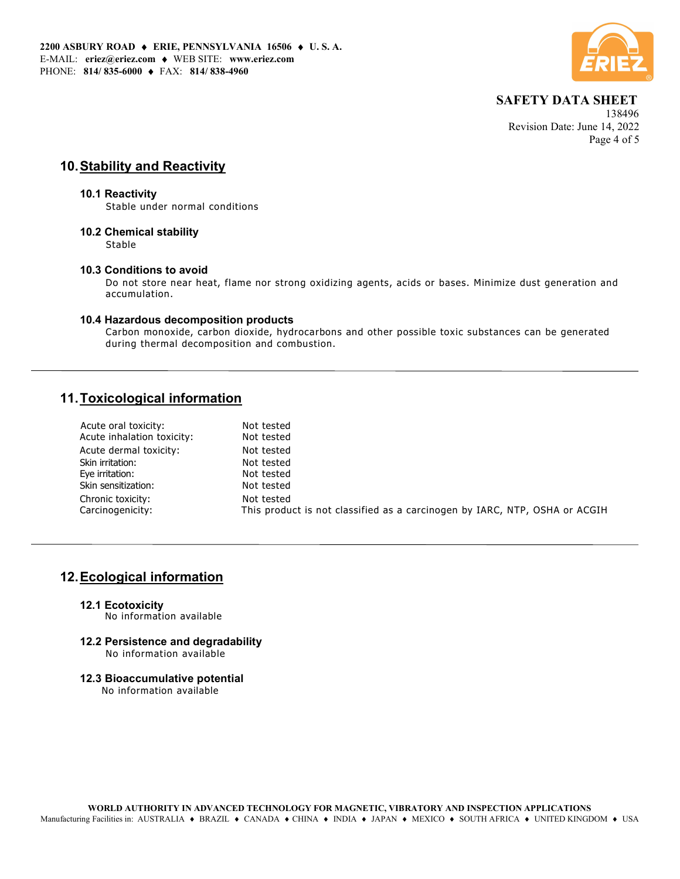## 10. Stability and Reactivity

### 10.1 Reactivity

Stable under normal conditions

### 10.2 Chemical stability

Stable

### 10.3 Conditions to avoid

Do not store near heat, flame nor strong oxidizing agents, acids or bases. Minimize dust generation and accumulation.

### 10.4 Hazardous decomposition products

Carbon monoxide, carbon dioxide, hydrocarbons and other possible toxic substances can be generated during thermal decomposition and combustion.

---

## 11. Toxicological information

| | |
|---|---|
| Acute oral toxicity: | Not tested |
| Acute inhalation toxicity: | Not tested |
| Acute dermal toxicity: | Not tested |
| Skin irritation: | Not tested |
| Eye irritation: | Not tested |
| Skin sensitization: | Not tested |
| Chronic toxicity: | Not tested |
| Carcinogenicity: | This product is not classified as a carcinogen by IARC, NTP, OSHA or ACGIH |

---

## 12. Ecological information

### 12.1 Ecotoxicity

No information available

### 12.2 Persistence and degradability

No information available

### 12.3 Bioaccumulative potential

No information available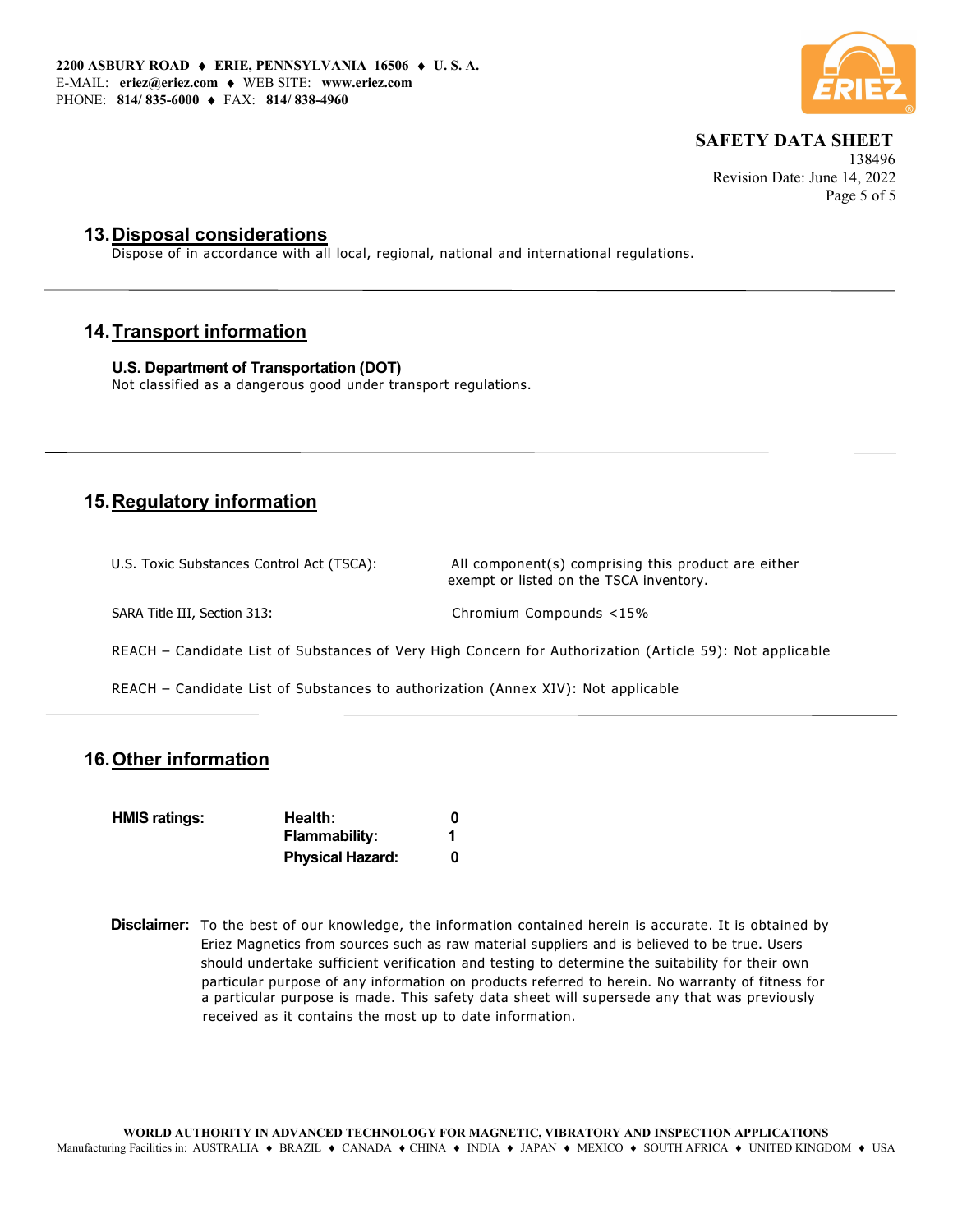## 13. Disposal considerations

Dispose of in accordance with all local, regional, national and international regulations.

---

## 14. Transport information

**U.S. Department of Transportation (DOT)**

Not classified as a dangerous good under transport regulations.

---

## 15. Regulatory information

| | |
|---|---|
| U.S. Toxic Substances Control Act (TSCA): | All component(s) comprising this product are either exempt or listed on the TSCA inventory. |
| SARA Title III, Section 313: | Chromium Compounds <15% |

REACH – Candidate List of Substances of Very High Concern for Authorization (Article 59): Not applicable

REACH – Candidate List of Substances to authorization (Annex XIV): Not applicable

---

## 16. Other information

| | | |
|---|---|---|
| **HMIS ratings:** | **Health:** | **0** |
| | **Flammability:** | **1** |
| | **Physical Hazard:** | **0** |

**Disclaimer:** To the best of our knowledge, the information contained herein is accurate. It is obtained by Eriez Magnetics from sources such as raw material suppliers and is believed to be true. Users should undertake sufficient verification and testing to determine the suitability for their own particular purpose of any information on products referred to herein. No warranty of fitness for a particular purpose is made. This safety data sheet will supersede any that was previously received as it contains the most up to date information.